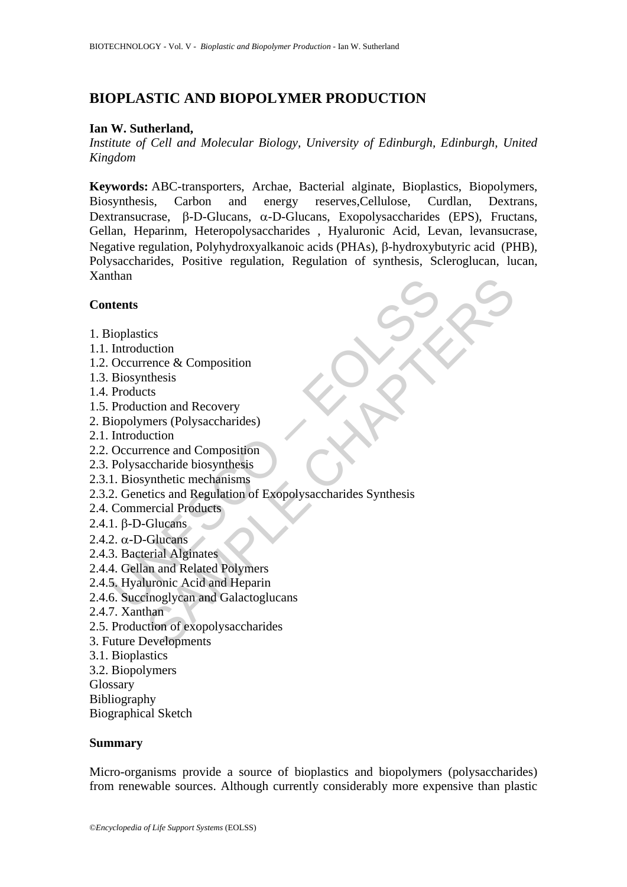# BIOPLASTIC AND BIOPOLYMER PRODUCTION

**Ian W. Sutherland,**

*Institute of Cell and Molecular Biology, University of Edinburgh, Edinburgh, United Kingdom*

**Keywords:** ABC-transporters, Archae, Bacterial alginate, Bioplastics, Biopolymers, Biosynthesis, Carbon and energy reserves,Cellulose, Curdlan, Dextrans, Dextransucrase, β-D-Glucans, α-D-Glucans, Exopolysaccharides (EPS), Fructans, Gellan, Heparinm, Heteropolysaccharides , Hyaluronic Acid, Levan, levansucrase, Negative regulation, Polyhydroxyalkanoic acids (PHAs), β-hydroxybutyric acid (PHB), Polysaccharides, Positive regulation, Regulation of synthesis, Scleroglucan, lucan, Xanthan

## Contents

1. Bioplastics
1.1. Introduction
1.2. Occurrence & Composition
1.3. Biosynthesis
1.4. Products
1.5. Production and Recovery
2. Biopolymers (Polysaccharides)
2.1. Introduction
2.2. Occurrence and Composition
2.3. Polysaccharide biosynthesis
2.3.1. Biosynthetic mechanisms
2.3.2. Genetics and Regulation of Exopolysaccharides Synthesis
2.4. Commercial Products
2.4.1. β-D-Glucans
2.4.2. α-D-Glucans
2.4.3. Bacterial Alginates
2.4.4. Gellan and Related Polymers
2.4.5. Hyaluronic Acid and Heparin
2.4.6. Succinoglycan and Galactoglucans
2.4.7. Xanthan
2.5. Production of exopolysaccharides
3. Future Developments
3.1. Bioplastics
3.2. Biopolymers
Glossary
Bibliography
Biographical Sketch

## Summary

Micro-organisms provide a source of bioplastics and biopolymers (polysaccharides) from renewable sources. Although currently considerably more expensive than plastic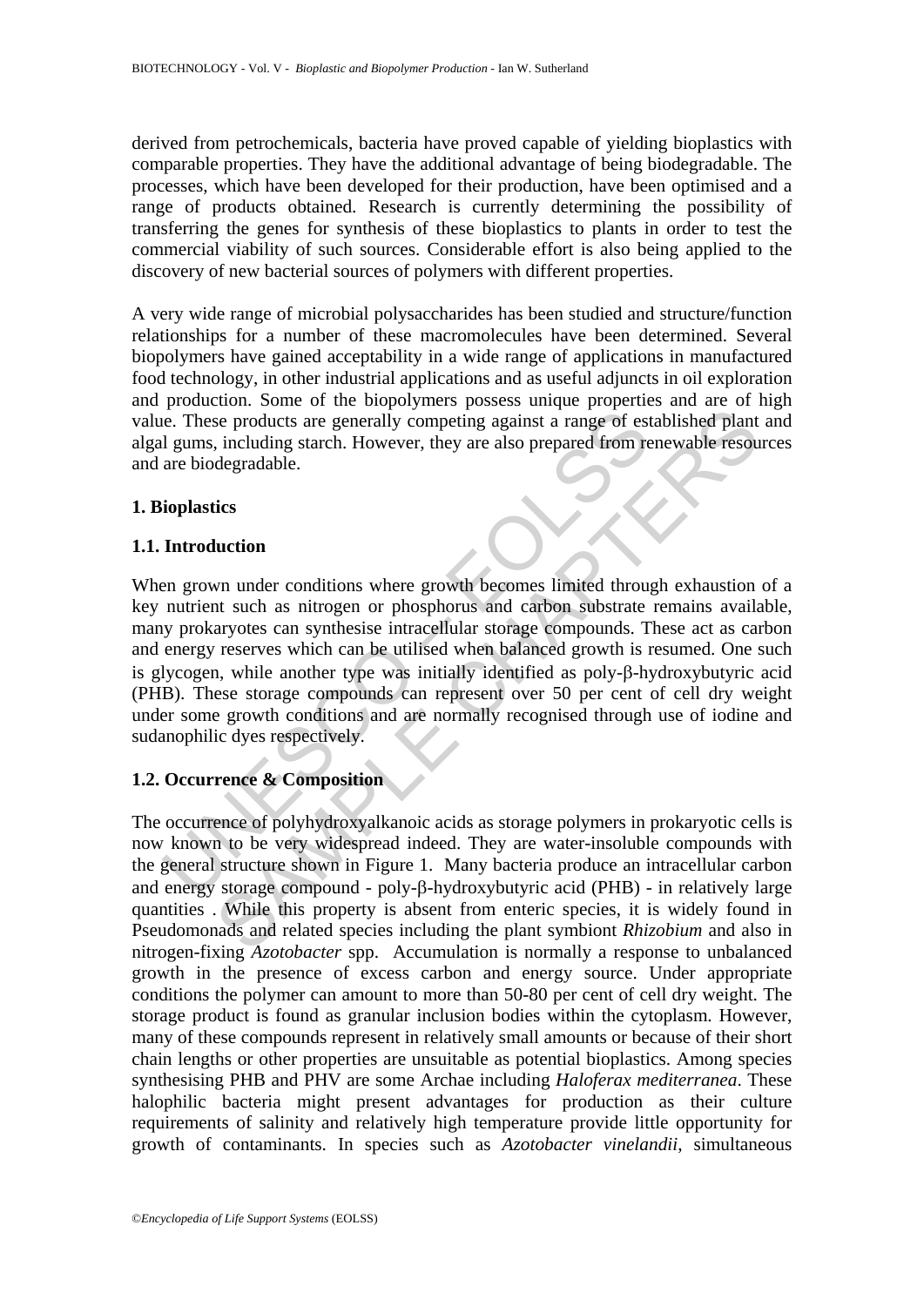derived from petrochemicals, bacteria have proved capable of yielding bioplastics with comparable properties. They have the additional advantage of being biodegradable. The processes, which have been developed for their production, have been optimised and a range of products obtained. Research is currently determining the possibility of transferring the genes for synthesis of these bioplastics to plants in order to test the commercial viability of such sources. Considerable effort is also being applied to the discovery of new bacterial sources of polymers with different properties.

A very wide range of microbial polysaccharides has been studied and structure/function relationships for a number of these macromolecules have been determined. Several biopolymers have gained acceptability in a wide range of applications in manufactured food technology, in other industrial applications and as useful adjuncts in oil exploration and production. Some of the biopolymers possess unique properties and are of high value. These products are generally competing against a range of established plant and algal gums, including starch. However, they are also prepared from renewable resources and are biodegradable.

## 1. Bioplastics

### 1.1. Introduction

When grown under conditions where growth becomes limited through exhaustion of a key nutrient such as nitrogen or phosphorus and carbon substrate remains available, many prokaryotes can synthesise intracellular storage compounds. These act as carbon and energy reserves which can be utilised when balanced growth is resumed. One such is glycogen, while another type was initially identified as poly-β-hydroxybutyric acid (PHB). These storage compounds can represent over 50 per cent of cell dry weight under some growth conditions and are normally recognised through use of iodine and sudanophilic dyes respectively.

### 1.2. Occurrence & Composition

The occurrence of polyhydroxyalkanoic acids as storage polymers in prokaryotic cells is now known to be very widespread indeed. They are water-insoluble compounds with the general structure shown in Figure 1. Many bacteria produce an intracellular carbon and energy storage compound - poly-β-hydroxybutyric acid (PHB) - in relatively large quantities . While this property is absent from enteric species, it is widely found in Pseudomonads and related species including the plant symbiont *Rhizobium* and also in nitrogen-fixing *Azotobacter* spp. Accumulation is normally a response to unbalanced growth in the presence of excess carbon and energy source. Under appropriate conditions the polymer can amount to more than 50-80 per cent of cell dry weight. The storage product is found as granular inclusion bodies within the cytoplasm. However, many of these compounds represent in relatively small amounts or because of their short chain lengths or other properties are unsuitable as potential bioplastics. Among species synthesising PHB and PHV are some Archae including *Haloferax mediterranea*. These halophilic bacteria might present advantages for production as their culture requirements of salinity and relatively high temperature provide little opportunity for growth of contaminants. In species such as *Azotobacter vinelandii*, simultaneous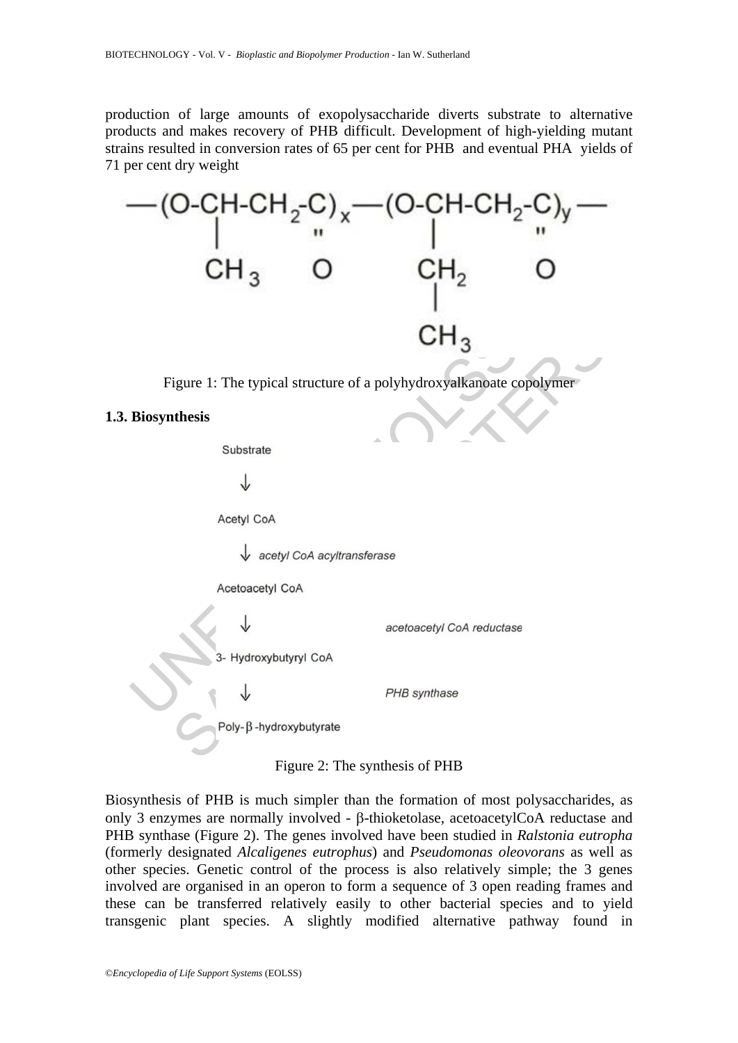production of large amounts of exopolysaccharide diverts substrate to alternative products and makes recovery of PHB difficult. Development of high-yielding mutant strains resulted in conversion rates of 65 per cent for PHB and eventual PHA yields of 71 per cent dry weight

$$—(O\text{-}\underset{\underset{CH_3}{|}}{CH}\text{-}CH_2\text{-}\overset{\overset{O}{\|}}{C})_x—(O\text{-}\underset{\underset{\underset{CH_3}{|}}{CH_2}}{\underset{|}{CH}}\text{-}CH_2\text{-}\overset{\overset{O}{\|}}{C})_y—$$

Figure 1: The typical structure of a polyhydroxyalkanoate copolymer

### 1.3. Biosynthesis

Substrate

↓

Acetyl CoA

↓ *acetyl CoA acyltransferase*

Acetoacetyl CoA

↓ *acetoacetyl CoA reductase*

3- Hydroxybutyryl CoA

↓ *PHB synthase*

Poly-β-hydroxybutyrate

Figure 2: The synthesis of PHB

Biosynthesis of PHB is much simpler than the formation of most polysaccharides, as only 3 enzymes are normally involved - β-thioketolase, acetoacetylCoA reductase and PHB synthase (Figure 2). The genes involved have been studied in *Ralstonia eutropha* (formerly designated *Alcaligenes eutrophus*) and *Pseudomonas oleovorans* as well as other species. Genetic control of the process is also relatively simple; the 3 genes involved are organised in an operon to form a sequence of 3 open reading frames and these can be transferred relatively easily to other bacterial species and to yield transgenic plant species. A slightly modified alternative pathway found in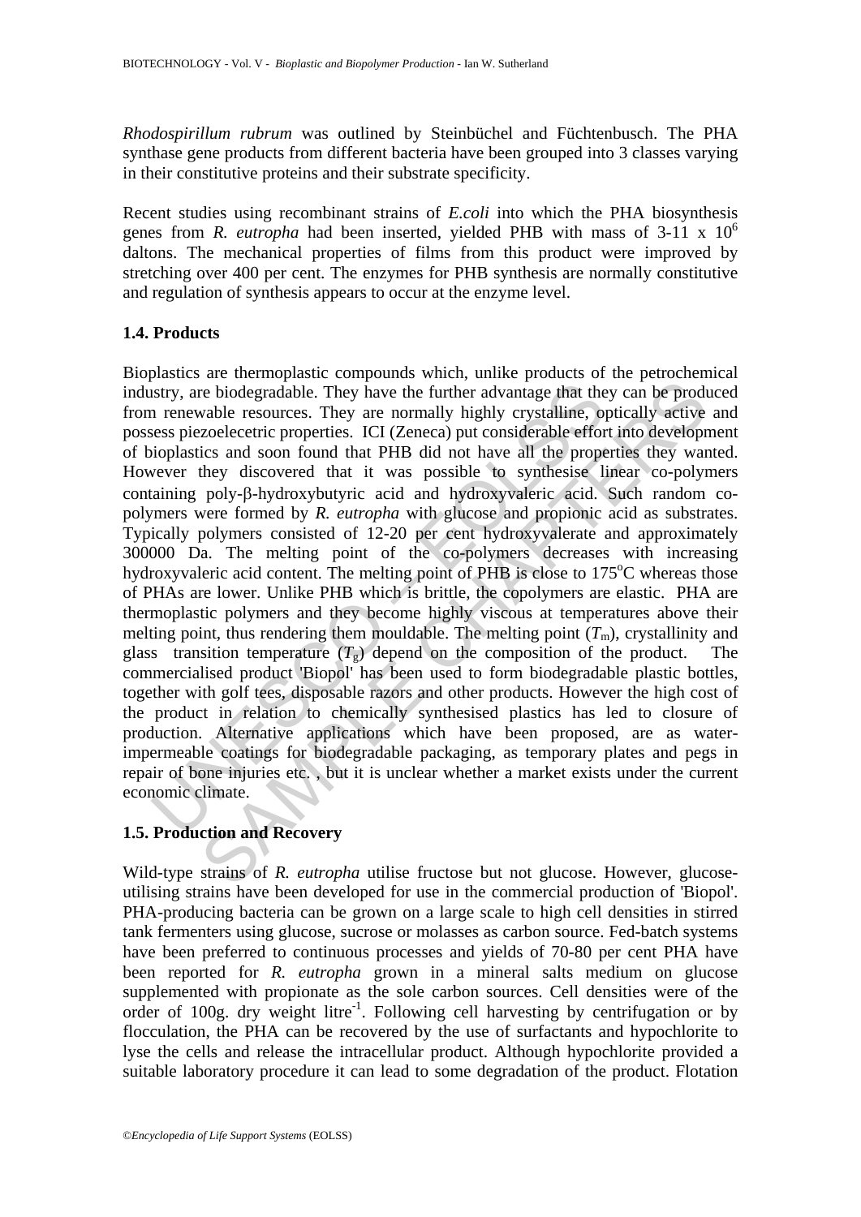*Rhodospirillum rubrum* was outlined by Steinbüchel and Füchtenbusch. The PHA synthase gene products from different bacteria have been grouped into 3 classes varying in their constitutive proteins and their substrate specificity.

Recent studies using recombinant strains of *E.coli* into which the PHA biosynthesis genes from *R. eutropha* had been inserted, yielded PHB with mass of 3-11 x $10^6$ daltons. The mechanical properties of films from this product were improved by stretching over 400 per cent. The enzymes for PHB synthesis are normally constitutive and regulation of synthesis appears to occur at the enzyme level.

### 1.4. Products

Bioplastics are thermoplastic compounds which, unlike products of the petrochemical industry, are biodegradable. They have the further advantage that they can be produced from renewable resources. They are normally highly crystalline, optically active and possess piezoelecetric properties. ICI (Zeneca) put considerable effort into development of bioplastics and soon found that PHB did not have all the properties they wanted. However they discovered that it was possible to synthesise linear co-polymers containing poly-β-hydroxybutyric acid and hydroxyvaleric acid. Such random co-polymers were formed by *R. eutropha* with glucose and propionic acid as substrates. Typically polymers consisted of 12-20 per cent hydroxyvalerate and approximately 300000 Da. The melting point of the co-polymers decreases with increasing hydroxyvaleric acid content. The melting point of PHB is close to 175°C whereas those of PHAs are lower. Unlike PHB which is brittle, the copolymers are elastic. PHA are thermoplastic polymers and they become highly viscous at temperatures above their melting point, thus rendering them mouldable. The melting point ($T_m$), crystallinity and glass transition temperature ($T_g$) depend on the composition of the product. The commercialised product 'Biopol' has been used to form biodegradable plastic bottles, together with golf tees, disposable razors and other products. However the high cost of the product in relation to chemically synthesised plastics has led to closure of production. Alternative applications which have been proposed, are as water-impermeable coatings for biodegradable packaging, as temporary plates and pegs in repair of bone injuries etc. , but it is unclear whether a market exists under the current economic climate.

### 1.5. Production and Recovery

Wild-type strains of *R. eutropha* utilise fructose but not glucose. However, glucose-utilising strains have been developed for use in the commercial production of 'Biopol'. PHA-producing bacteria can be grown on a large scale to high cell densities in stirred tank fermenters using glucose, sucrose or molasses as carbon source. Fed-batch systems have been preferred to continuous processes and yields of 70-80 per cent PHA have been reported for *R. eutropha* grown in a mineral salts medium on glucose supplemented with propionate as the sole carbon sources. Cell densities were of the order of 100g. dry weight litre$^{-1}$. Following cell harvesting by centrifugation or by flocculation, the PHA can be recovered by the use of surfactants and hypochlorite to lyse the cells and release the intracellular product. Although hypochlorite provided a suitable laboratory procedure it can lead to some degradation of the product. Flotation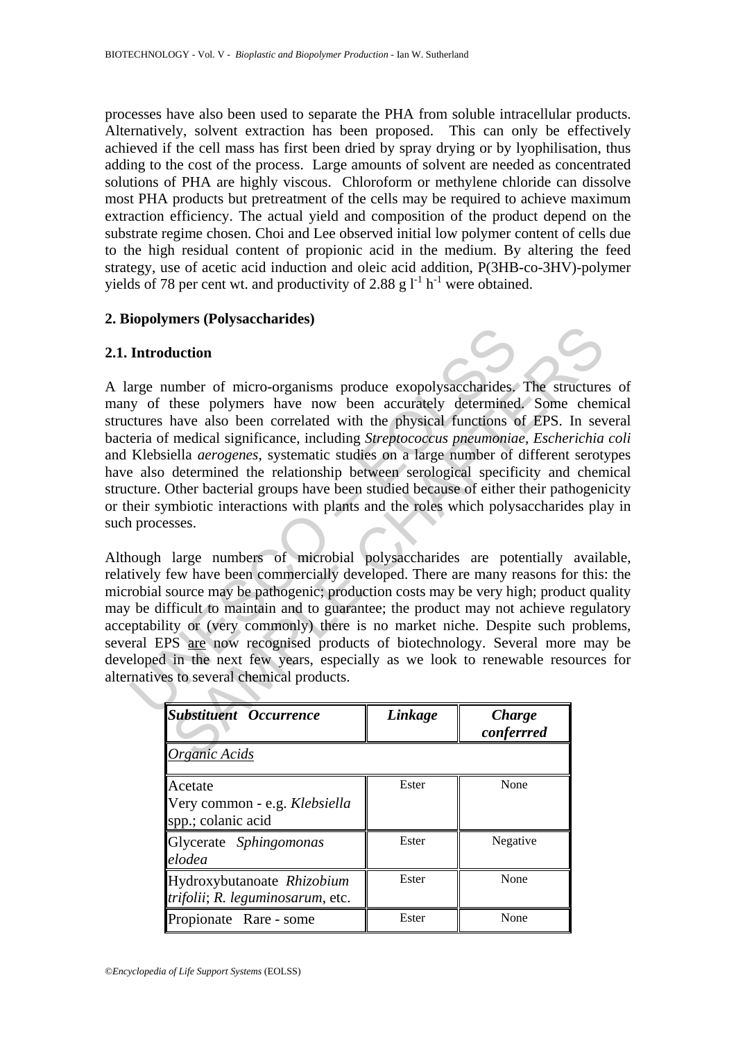processes have also been used to separate the PHA from soluble intracellular products. Alternatively, solvent extraction has been proposed. This can only be effectively achieved if the cell mass has first been dried by spray drying or by lyophilisation, thus adding to the cost of the process. Large amounts of solvent are needed as concentrated solutions of PHA are highly viscous. Chloroform or methylene chloride can dissolve most PHA products but pretreatment of the cells may be required to achieve maximum extraction efficiency. The actual yield and composition of the product depend on the substrate regime chosen. Choi and Lee observed initial low polymer content of cells due to the high residual content of propionic acid in the medium. By altering the feed strategy, use of acetic acid induction and oleic acid addition, P(3HB-co-3HV)-polymer yields of 78 per cent wt. and productivity of 2.88 g $l^{-1}$ $h^{-1}$ were obtained.

## 2. Biopolymers (Polysaccharides)

### 2.1. Introduction

A large number of micro-organisms produce exopolysaccharides. The structures of many of these polymers have now been accurately determined. Some chemical structures have also been correlated with the physical functions of EPS. In several bacteria of medical significance, including *Streptococcus pneumoniae*, *Escherichia coli* and Klebsiella *aerogenes*, systematic studies on a large number of different serotypes have also determined the relationship between serological specificity and chemical structure. Other bacterial groups have been studied because of either their pathogenicity or their symbiotic interactions with plants and the roles which polysaccharides play in such processes.

Although large numbers of microbial polysaccharides are potentially available, relatively few have been commercially developed. There are many reasons for this: the microbial source may be pathogenic; production costs may be very high; product quality may be difficult to maintain and to guarantee; the product may not achieve regulatory acceptability or (very commonly) there is no market niche. Despite such problems, several EPS are now recognised products of biotechnology. Several more may be developed in the next few years, especially as we look to renewable resources for alternatives to several chemical products.

| ***Substituent Occurrence*** | ***Linkage*** | ***Charge conferrred*** |
|---|---|---|
| *Organic Acids* | | |
| Acetate<br>Very common - e.g. *Klebsiella* spp.; colanic acid | Ester | None |
| Glycerate *Sphingomonas elodea* | Ester | Negative |
| Hydroxybutanoate *Rhizobium trifolii*; *R. leguminosarum*, etc. | Ester | None |
| Propionate Rare - some | Ester | None |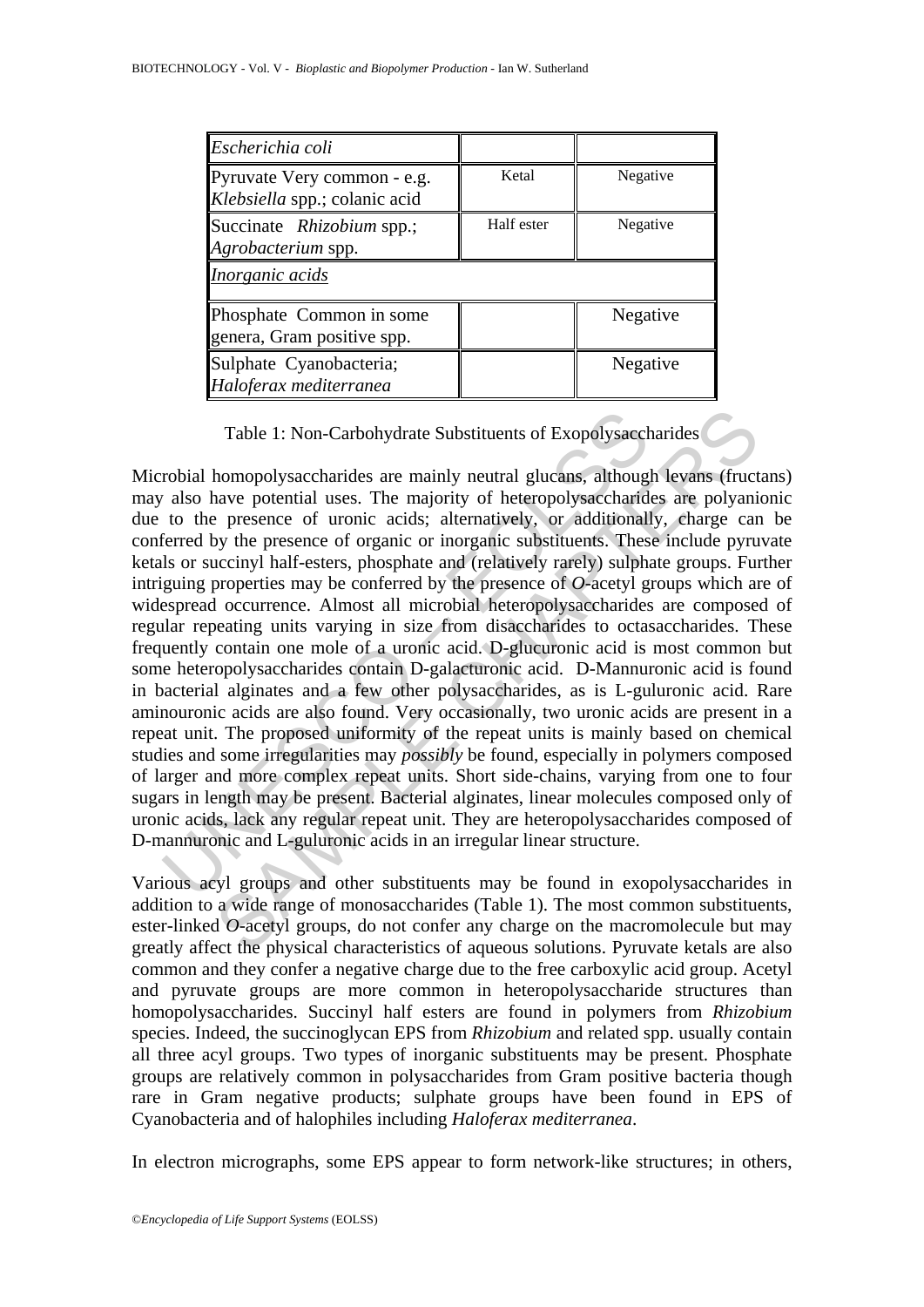| | | |
|---|---|---|
| *Escherichia coli* | | |
| Pyruvate Very common - e.g. *Klebsiella* spp.; colanic acid | Ketal | Negative |
| Succinate *Rhizobium* spp.; *Agrobacterium* spp. | Half ester | Negative |
| *Inorganic acids* | | |
| Phosphate Common in some genera, Gram positive spp. | | Negative |
| Sulphate Cyanobacteria; *Haloferax mediterranea* | | Negative |

Table 1: Non-Carbohydrate Substituents of Exopolysaccharides

Microbial homopolysaccharides are mainly neutral glucans, although levans (fructans) may also have potential uses. The majority of heteropolysaccharides are polyanionic due to the presence of uronic acids; alternatively, or additionally, charge can be conferred by the presence of organic or inorganic substituents. These include pyruvate ketals or succinyl half-esters, phosphate and (relatively rarely) sulphate groups. Further intriguing properties may be conferred by the presence of *O*-acetyl groups which are of widespread occurrence. Almost all microbial heteropolysaccharides are composed of regular repeating units varying in size from disaccharides to octasaccharides. These frequently contain one mole of a uronic acid. D-glucuronic acid is most common but some heteropolysaccharides contain D-galacturonic acid. D-Mannuronic acid is found in bacterial alginates and a few other polysaccharides, as is L-guluronic acid. Rare aminouronic acids are also found. Very occasionally, two uronic acids are present in a repeat unit. The proposed uniformity of the repeat units is mainly based on chemical studies and some irregularities may *possibly* be found, especially in polymers composed of larger and more complex repeat units. Short side-chains, varying from one to four sugars in length may be present. Bacterial alginates, linear molecules composed only of uronic acids, lack any regular repeat unit. They are heteropolysaccharides composed of D-mannuronic and L-guluronic acids in an irregular linear structure.

Various acyl groups and other substituents may be found in exopolysaccharides in addition to a wide range of monosaccharides (Table 1). The most common substituents, ester-linked *O*-acetyl groups, do not confer any charge on the macromolecule but may greatly affect the physical characteristics of aqueous solutions. Pyruvate ketals are also common and they confer a negative charge due to the free carboxylic acid group. Acetyl and pyruvate groups are more common in heteropolysaccharide structures than homopolysaccharides. Succinyl half esters are found in polymers from *Rhizobium* species. Indeed, the succinoglycan EPS from *Rhizobium* and related spp. usually contain all three acyl groups. Two types of inorganic substituents may be present. Phosphate groups are relatively common in polysaccharides from Gram positive bacteria though rare in Gram negative products; sulphate groups have been found in EPS of Cyanobacteria and of halophiles including *Haloferax mediterranea*.

In electron micrographs, some EPS appear to form network-like structures; in others,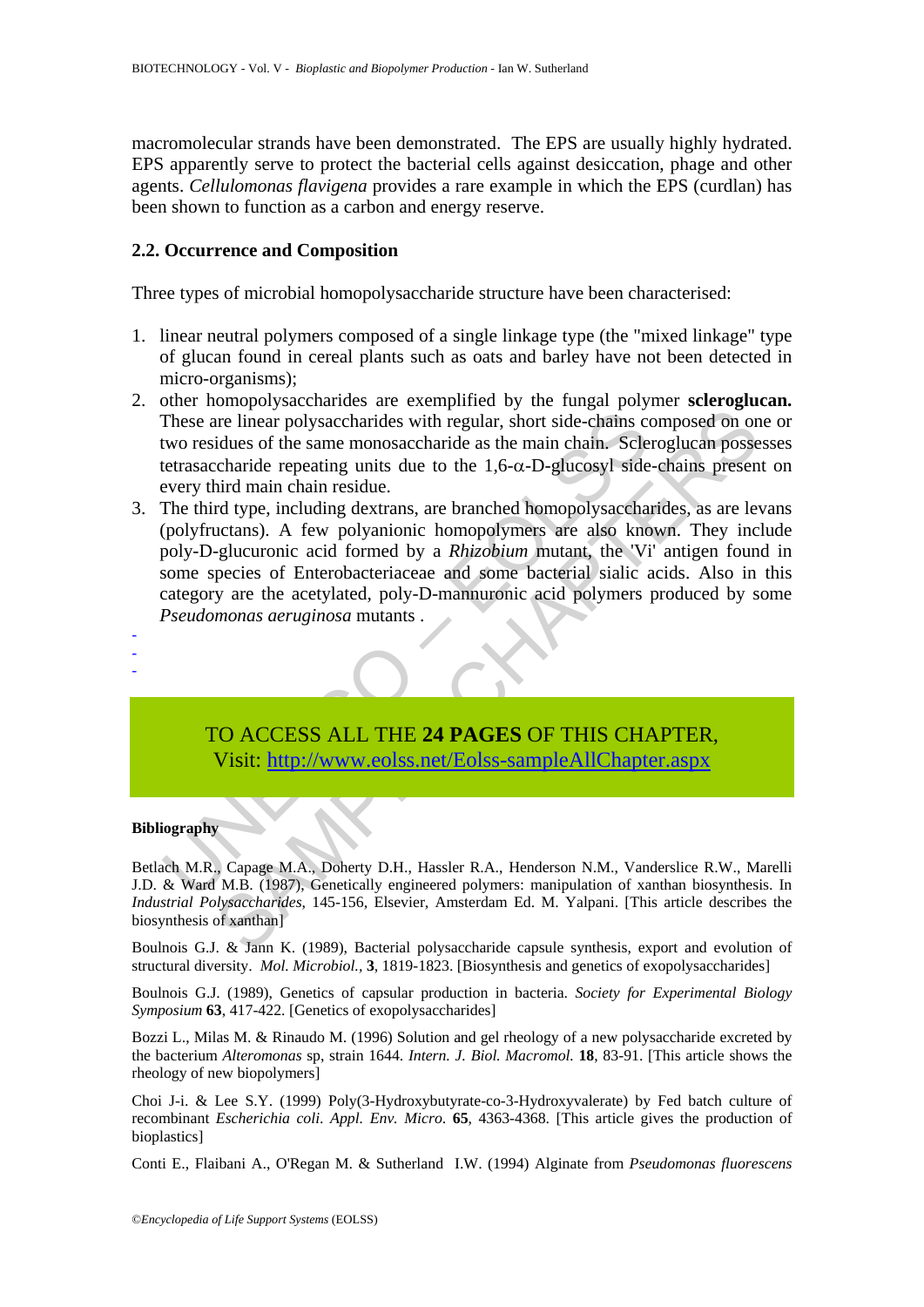macromolecular strands have been demonstrated. The EPS are usually highly hydrated. EPS apparently serve to protect the bacterial cells against desiccation, phage and other agents. *Cellulomonas flavigena* provides a rare example in which the EPS (curdlan) has been shown to function as a carbon and energy reserve.

### 2.2. Occurrence and Composition

Three types of microbial homopolysaccharide structure have been characterised:

1. linear neutral polymers composed of a single linkage type (the "mixed linkage" type of glucan found in cereal plants such as oats and barley have not been detected in micro-organisms);
2. other homopolysaccharides are exemplified by the fungal polymer **scleroglucan.** These are linear polysaccharides with regular, short side-chains composed on one or two residues of the same monosaccharide as the main chain. Scleroglucan possesses tetrasaccharide repeating units due to the 1,6-α-D-glucosyl side-chains present on every third main chain residue.
3. The third type, including dextrans, are branched homopolysaccharides, as are levans (polyfructans). A few polyanionic homopolymers are also known. They include poly-D-glucuronic acid formed by a *Rhizobium* mutant, the 'Vi' antigen found in some species of Enterobacteriaceae and some bacterial sialic acids. Also in this category are the acetylated, poly-D-mannuronic acid polymers produced by some *Pseudomonas aeruginosa* mutants .

-
-
-

TO ACCESS ALL THE **24 PAGES** OF THIS CHAPTER,
Visit: http://www.eolss.net/Eolss-sampleAllChapter.aspx

**Bibliography**

Betlach M.R., Capage M.A., Doherty D.H., Hassler R.A., Henderson N.M., Vanderslice R.W., Marelli J.D. & Ward M.B. (1987), Genetically engineered polymers: manipulation of xanthan biosynthesis. In *Industrial Polysaccharides*, 145-156, Elsevier, Amsterdam Ed. M. Yalpani. [This article describes the biosynthesis of xanthan]

Boulnois G.J. & Jann K. (1989), Bacterial polysaccharide capsule synthesis, export and evolution of structural diversity. *Mol. Microbiol.,* **3**, 1819-1823. [Biosynthesis and genetics of exopolysaccharides]

Boulnois G.J. (1989), Genetics of capsular production in bacteria. *Society for Experimental Biology Symposium* **63**, 417-422. [Genetics of exopolysaccharides]

Bozzi L., Milas M. & Rinaudo M. (1996) Solution and gel rheology of a new polysaccharide excreted by the bacterium *Alteromonas* sp, strain 1644. *Intern. J. Biol. Macromol.* **18**, 83-91. [This article shows the rheology of new biopolymers]

Choi J-i. & Lee S.Y. (1999) Poly(3-Hydroxybutyrate-co-3-Hydroxyvalerate) by Fed batch culture of recombinant *Escherichia coli*. *Appl. Env. Micro.* **65**, 4363-4368. [This article gives the production of bioplastics]

Conti E., Flaibani A., O'Regan M. & Sutherland I.W. (1994) Alginate from *Pseudomonas fluorescens*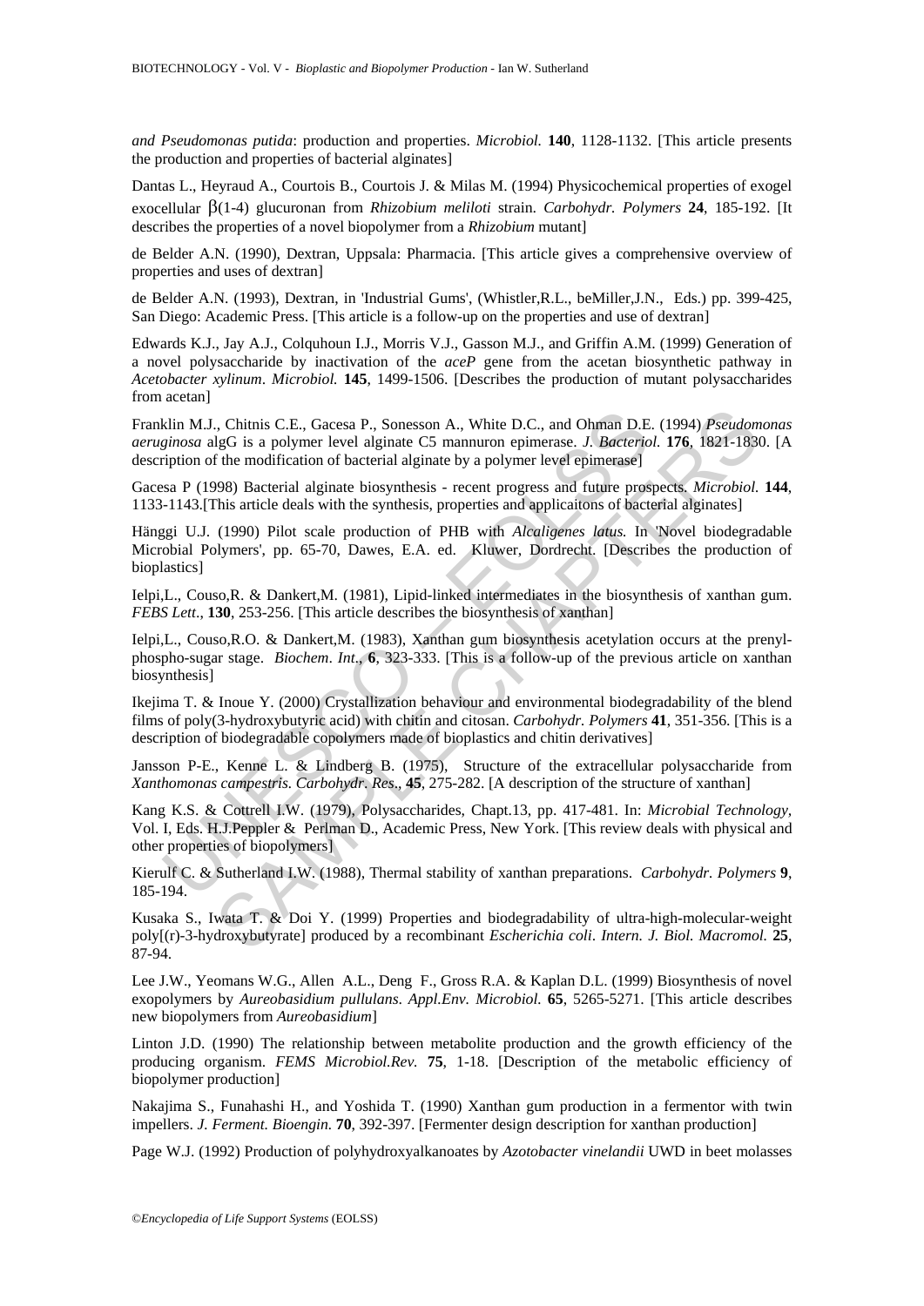*and Pseudomonas putida*: production and properties. *Microbiol.* **140**, 1128-1132. [This article presents the production and properties of bacterial alginates]

Dantas L., Heyraud A., Courtois B., Courtois J. & Milas M. (1994) Physicochemical properties of exogel exocellular β(1-4) glucuronan from *Rhizobium meliloti* strain. *Carbohydr. Polymers* **24**, 185-192. [It describes the properties of a novel biopolymer from a *Rhizobium* mutant]

de Belder A.N. (1990), Dextran, Uppsala: Pharmacia. [This article gives a comprehensive overview of properties and uses of dextran]

de Belder A.N. (1993), Dextran, in 'Industrial Gums', (Whistler,R.L., beMiller,J.N., Eds.) pp. 399-425, San Diego: Academic Press. [This article is a follow-up on the properties and use of dextran]

Edwards K.J., Jay A.J., Colquhoun I.J., Morris V.J., Gasson M.J., and Griffin A.M. (1999) Generation of a novel polysaccharide by inactivation of the *aceP* gene from the acetan biosynthetic pathway in *Acetobacter xylinum*. *Microbiol.* **145**, 1499-1506. [Describes the production of mutant polysaccharides from acetan]

Franklin M.J., Chitnis C.E., Gacesa P., Sonesson A., White D.C., and Ohman D.E. (1994) *Pseudomonas aeruginosa* algG is a polymer level alginate C5 mannuron epimerase. *J. Bacteriol.* **176**, 1821-1830. [A description of the modification of bacterial alginate by a polymer level epimerase]

Gacesa P (1998) Bacterial alginate biosynthesis - recent progress and future prospects. *Microbiol.* **144**, 1133-1143.[This article deals with the synthesis, properties and applicaitons of bacterial alginates]

Hänggi U.J. (1990) Pilot scale production of PHB with *Alcaligenes latus.* In 'Novel biodegradable Microbial Polymers', pp. 65-70, Dawes, E.A. ed. Kluwer, Dordrecht. [Describes the production of bioplastics]

Ielpi,L., Couso,R. & Dankert,M. (1981), Lipid-linked intermediates in the biosynthesis of xanthan gum. *FEBS Lett*., **130**, 253-256. [This article describes the biosynthesis of xanthan]

Ielpi,L., Couso,R.O. & Dankert,M. (1983), Xanthan gum biosynthesis acetylation occurs at the prenyl-phospho-sugar stage. *Biochem*. *Int*., **6**, 323-333. [This is a follow-up of the previous article on xanthan biosynthesis]

Ikejima T. & Inoue Y. (2000) Crystallization behaviour and environmental biodegradability of the blend films of poly(3-hydroxybutyric acid) with chitin and citosan. *Carbohydr. Polymers* **41**, 351-356. [This is a description of biodegradable copolymers made of bioplastics and chitin derivatives]

Jansson P-E., Kenne L. & Lindberg B. (1975), Structure of the extracellular polysaccharide from *Xanthomonas campestris*. *Carbohydr. Res*., **45**, 275-282. [A description of the structure of xanthan]

Kang K.S. & Cottrell I.W. (1979), Polysaccharides, Chapt.13, pp. 417-481. In: *Microbial Technology*, Vol. I, Eds. H.J.Peppler & Perlman D., Academic Press, New York. [This review deals with physical and other properties of biopolymers]

Kierulf C. & Sutherland I.W. (1988), Thermal stability of xanthan preparations. *Carbohydr. Polymers* **9**, 185-194.

Kusaka S., Iwata T. & Doi Y. (1999) Properties and biodegradability of ultra-high-molecular-weight poly[(r)-3-hydroxybutyrate] produced by a recombinant *Escherichia coli*. *Intern. J. Biol. Macromol.* **25**, 87-94.

Lee J.W., Yeomans W.G., Allen A.L., Deng F., Gross R.A. & Kaplan D.L. (1999) Biosynthesis of novel exopolymers by *Aureobasidium pullulans*. *Appl.Env. Microbiol.* **65**, 5265-5271. [This article describes new biopolymers from *Aureobasidium*]

Linton J.D. (1990) The relationship between metabolite production and the growth efficiency of the producing organism. *FEMS Microbiol.Rev.* **75**, 1-18. [Description of the metabolic efficiency of biopolymer production]

Nakajima S., Funahashi H., and Yoshida T. (1990) Xanthan gum production in a fermentor with twin impellers. *J. Ferment. Bioengin.* **70**, 392-397. [Fermenter design description for xanthan production]

Page W.J. (1992) Production of polyhydroxyalkanoates by *Azotobacter vinelandii* UWD in beet molasses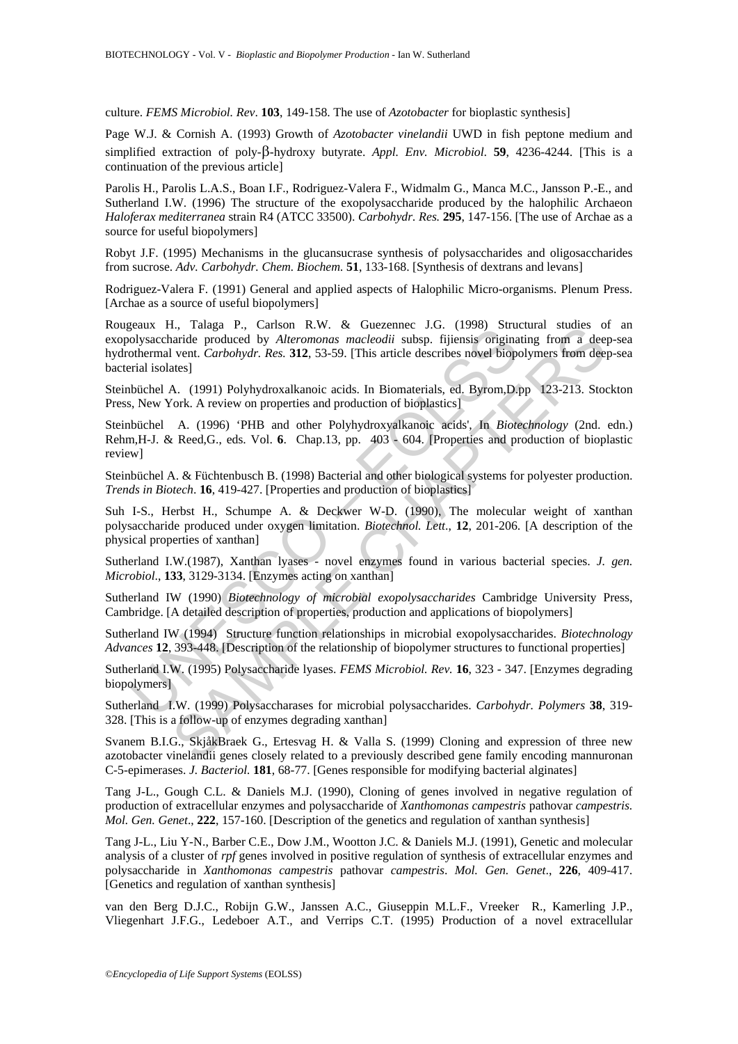culture. *FEMS Microbiol. Rev*. **103**, 149-158. The use of *Azotobacter* for bioplastic synthesis]

Page W.J. & Cornish A. (1993) Growth of *Azotobacter vinelandii* UWD in fish peptone medium and simplified extraction of poly-β-hydroxy butyrate. *Appl. Env. Microbiol.* **59**, 4236-4244. [This is a continuation of the previous article]

Parolis H., Parolis L.A.S., Boan I.F., Rodriguez-Valera F., Widmalm G., Manca M.C., Jansson P.-E., and Sutherland I.W. (1996) The structure of the exopolysaccharide produced by the halophilic Archaeon *Haloferax mediterranea* strain R4 (ATCC 33500). *Carbohydr. Res.* **295**, 147-156. [The use of Archae as a source for useful biopolymers]

Robyt J.F. (1995) Mechanisms in the glucansucrase synthesis of polysaccharides and oligosaccharides from sucrose. *Adv. Carbohydr. Chem. Biochem*. **51**, 133-168. [Synthesis of dextrans and levans]

Rodriguez-Valera F. (1991) General and applied aspects of Halophilic Micro-organisms. Plenum Press. [Archae as a source of useful biopolymers]

Rougeaux H., Talaga P., Carlson R.W. & Guezennec J.G. (1998) Structural studies of an exopolysaccharide produced by *Alteromonas macleodii* subsp. fijiensis originating from a deep-sea hydrothermal vent. *Carbohydr. Res.* **312**, 53-59. [This article describes novel biopolymers from deep-sea bacterial isolates]

Steinbüchel A. (1991) Polyhydroxalkanoic acids. In Biomaterials, ed. Byrom,D.pp 123-213. Stockton Press, New York. A review on properties and production of bioplastics]

Steinbüchel A. (1996) 'PHB and other Polyhydroxyalkanoic acids', In *Biotechnology* (2nd. edn.) Rehm,H-J. & Reed,G., eds. Vol. **6**. Chap.13, pp. 403 - 604. [Properties and production of bioplastic review]

Steinbüchel A. & Füchtenbusch B. (1998) Bacterial and other biological systems for polyester production. *Trends in Biotech*. **16**, 419-427. [Properties and production of bioplastics]

Suh I-S., Herbst H., Schumpe A. & Deckwer W-D. (1990), The molecular weight of xanthan polysaccharide produced under oxygen limitation. *Biotechnol. Lett*., **12**, 201-206. [A description of the physical properties of xanthan]

Sutherland I.W.(1987), Xanthan lyases - novel enzymes found in various bacterial species. *J. gen. Microbiol*., **133**, 3129-3134. [Enzymes acting on xanthan]

Sutherland IW (1990) *Biotechnology of microbial exopolysaccharides* Cambridge University Press, Cambridge. [A detailed description of properties, production and applications of biopolymers]

Sutherland IW (1994) Structure function relationships in microbial exopolysaccharides. *Biotechnology Advances* **12**, 393-448. [Description of the relationship of biopolymer structures to functional properties]

Sutherland I.W. (1995) Polysaccharide lyases. *FEMS Microbiol. Rev.* **16**, 323 - 347. [Enzymes degrading biopolymers]

Sutherland I.W. (1999) Polysaccharases for microbial polysaccharides. *Carbohydr. Polymers* **38**, 319-328. [This is a follow-up of enzymes degrading xanthan]

Svanem B.I.G., SkjåkBraek G., Ertesvag H. & Valla S. (1999) Cloning and expression of three new azotobacter vinelandii genes closely related to a previously described gene family encoding mannuronan C-5-epimerases. *J. Bacteriol.* **181**, 68-77. [Genes responsible for modifying bacterial alginates]

Tang J-L., Gough C.L. & Daniels M.J. (1990), Cloning of genes involved in negative regulation of production of extracellular enzymes and polysaccharide of *Xanthomonas campestris* pathovar *campestris*. *Mol. Gen. Genet*., **222**, 157-160. [Description of the genetics and regulation of xanthan synthesis]

Tang J-L., Liu Y-N., Barber C.E., Dow J.M., Wootton J.C. & Daniels M.J. (1991), Genetic and molecular analysis of a cluster of *rpf* genes involved in positive regulation of synthesis of extracellular enzymes and polysaccharide in *Xanthomonas campestris* pathovar *campestris*. *Mol. Gen. Genet*., **226**, 409-417. [Genetics and regulation of xanthan synthesis]

van den Berg D.J.C., Robijn G.W., Janssen A.C., Giuseppin M.L.F., Vreeker R., Kamerling J.P., Vliegenhart J.F.G., Ledeboer A.T., and Verrips C.T. (1995) Production of a novel extracellular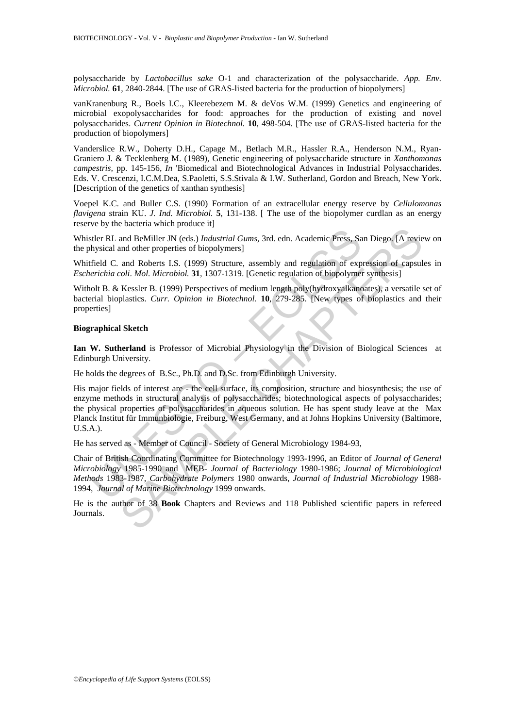polysaccharide by *Lactobacillus sake* O-1 and characterization of the polysaccharide. *App. Env. Microbiol.* **61**, 2840-2844. [The use of GRAS-listed bacteria for the production of biopolymers]

vanKranenburg R., Boels I.C., Kleerebezem M. & deVos W.M. (1999) Genetics and engineering of microbial exopolysaccharides for food: approaches for the production of existing and novel polysaccharides. *Current Opinion in Biotechnol.* **10**, 498-504. [The use of GRAS-listed bacteria for the production of biopolymers]

Vanderslice R.W., Doherty D.H., Capage M., Betlach M.R., Hassler R.A., Henderson N.M., Ryan-Graniero J. & Tecklenberg M. (1989), Genetic engineering of polysaccharide structure in *Xanthomonas campestris,* pp. 145-156, *In* 'Biomedical and Biotechnological Advances in Industrial Polysaccharides. Eds. V. Crescenzi, I.C.M.Dea, S.Paoletti, S.S.Stivala & I.W. Sutherland, Gordon and Breach, New York. [Description of the genetics of xanthan synthesis]

Voepel K.C. and Buller C.S. (1990) Formation of an extracellular energy reserve by *Cellulomonas flavigena* strain KU. *J. Ind. Microbiol.* **5**, 131-138. [ The use of the biopolymer curdlan as an energy reserve by the bacteria which produce it]

Whistler RL and BeMiller JN (eds.) *Industrial Gums*, 3rd. edn. Academic Press, San Diego. [A review on the physical and other properties of biopolymers]

Whitfield C. and Roberts I.S. (1999) Structure, assembly and regulation of expression of capsules in *Escherichia coli*. *Mol. Microbiol.* **31**, 1307-1319. [Genetic regulation of biopolymer synthesis]

Witholt B. & Kessler B. (1999) Perspectives of medium length poly(hydroxyalkanoates), a versatile set of bacterial bioplastics. *Curr. Opinion in Biotechnol.* **10**, 279-285. [New types of bioplastics and their properties]

**Biographical Sketch**

**Ian W. Sutherland** is Professor of Microbial Physiology in the Division of Biological Sciences at Edinburgh University.

He holds the degrees of B.Sc., Ph.D. and D.Sc. from Edinburgh University.

His major fields of interest are - the cell surface, its composition, structure and biosynthesis; the use of enzyme methods in structural analysis of polysaccharides; biotechnological aspects of polysaccharides; the physical properties of polysaccharides in aqueous solution. He has spent study leave at the Max Planck Institut für Immunbiologie, Freiburg, West Germany, and at Johns Hopkins University (Baltimore, U.S.A.).

He has served as - Member of Council - Society of General Microbiology 1984-93,

Chair of British Coordinating Committee for Biotechnology 1993-1996, an Editor of *Journal of General Microbiology* 1985-1990 and MEB- *Journal of Bacteriology* 1980-1986; *Journal of Microbiological Methods* 1983-1987, *Carbohydrate Polymers* 1980 onwards, *Journal of Industrial Microbiology* 1988-1994, *Journal of Marine Biotechnology* 1999 onwards.

He is the author of 38 **Book** Chapters and Reviews and 118 Published scientific papers in refereed Journals.